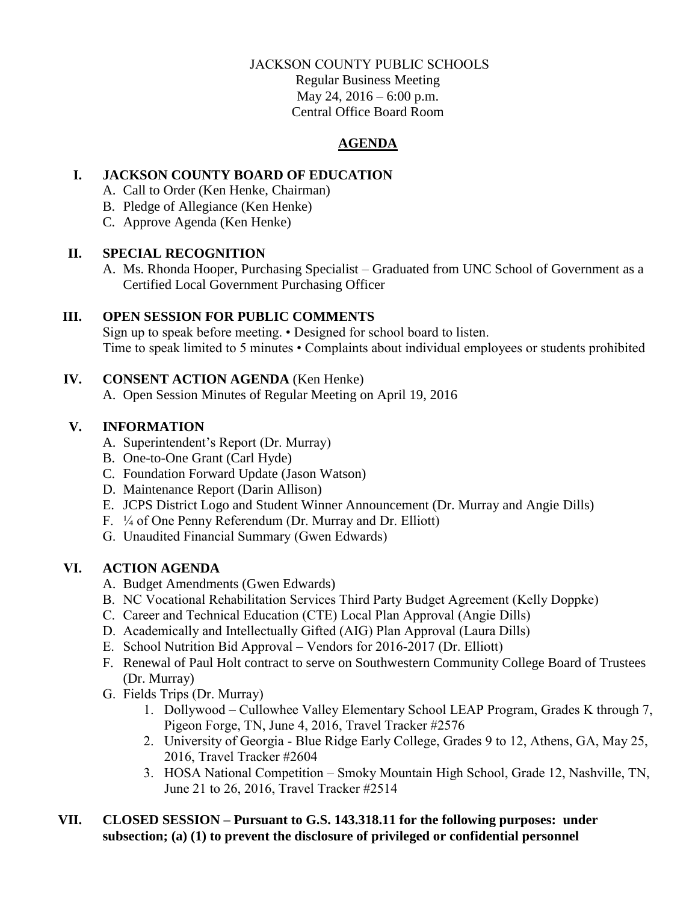JACKSON COUNTY PUBLIC SCHOOLS
Regular Business Meeting
May 24, 2016 – 6:00 p.m.
Central Office Board Room

# AGENDA

## I. JACKSON COUNTY BOARD OF EDUCATION

A. Call to Order (Ken Henke, Chairman)
B. Pledge of Allegiance (Ken Henke)
C. Approve Agenda (Ken Henke)

## II. SPECIAL RECOGNITION

A. Ms. Rhonda Hooper, Purchasing Specialist – Graduated from UNC School of Government as a Certified Local Government Purchasing Officer

## III. OPEN SESSION FOR PUBLIC COMMENTS

Sign up to speak before meeting. • Designed for school board to listen.
Time to speak limited to 5 minutes • Complaints about individual employees or students prohibited

## IV. CONSENT ACTION AGENDA (Ken Henke)

A. Open Session Minutes of Regular Meeting on April 19, 2016

## V. INFORMATION

A. Superintendent's Report (Dr. Murray)
B. One-to-One Grant (Carl Hyde)
C. Foundation Forward Update (Jason Watson)
D. Maintenance Report (Darin Allison)
E. JCPS District Logo and Student Winner Announcement (Dr. Murray and Angie Dills)
F. ¼ of One Penny Referendum (Dr. Murray and Dr. Elliott)
G. Unaudited Financial Summary (Gwen Edwards)

## VI. ACTION AGENDA

A. Budget Amendments (Gwen Edwards)
B. NC Vocational Rehabilitation Services Third Party Budget Agreement (Kelly Doppke)
C. Career and Technical Education (CTE) Local Plan Approval (Angie Dills)
D. Academically and Intellectually Gifted (AIG) Plan Approval (Laura Dills)
E. School Nutrition Bid Approval – Vendors for 2016-2017 (Dr. Elliott)
F. Renewal of Paul Holt contract to serve on Southwestern Community College Board of Trustees (Dr. Murray)
G. Fields Trips (Dr. Murray)
   1. Dollywood – Cullowhee Valley Elementary School LEAP Program, Grades K through 7, Pigeon Forge, TN, June 4, 2016, Travel Tracker #2576
   2. University of Georgia - Blue Ridge Early College, Grades 9 to 12, Athens, GA, May 25, 2016, Travel Tracker #2604
   3. HOSA National Competition – Smoky Mountain High School, Grade 12, Nashville, TN, June 21 to 26, 2016, Travel Tracker #2514

## VII. CLOSED SESSION – Pursuant to G.S. 143.318.11 for the following purposes: under subsection; (a) (1) to prevent the disclosure of privileged or confidential personnel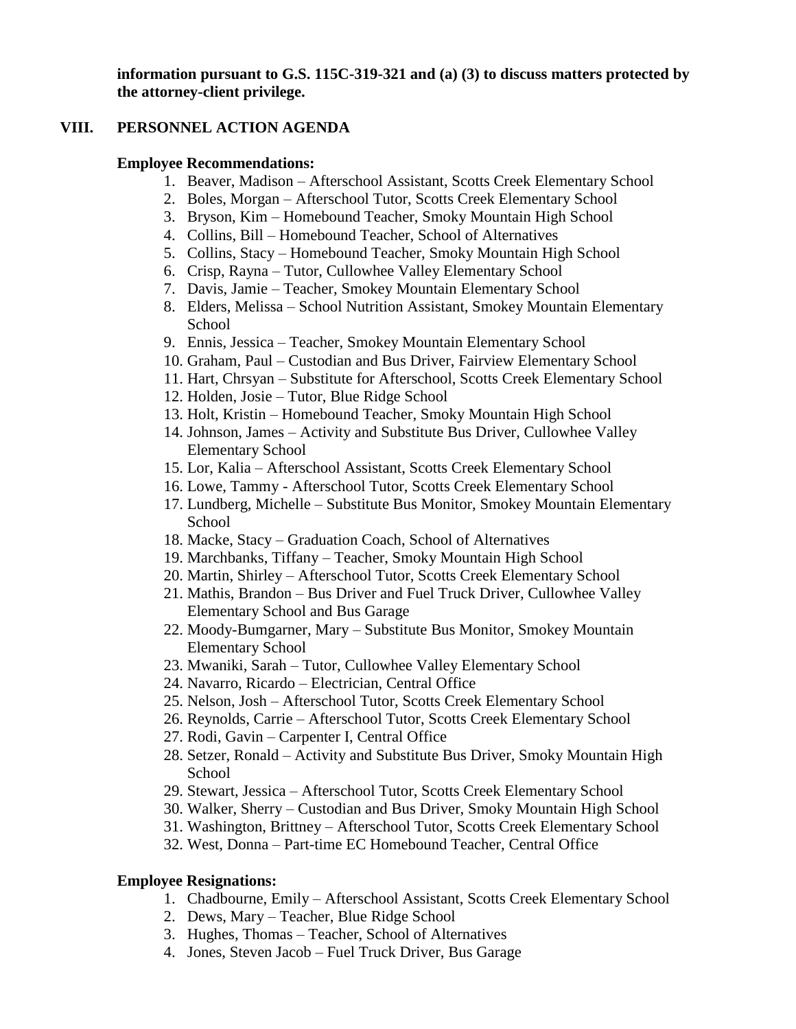**information pursuant to G.S. 115C-319-321 and (a) (3) to discuss matters protected by the attorney-client privilege.**

## VIII. PERSONNEL ACTION AGENDA

**Employee Recommendations:**

1. Beaver, Madison – Afterschool Assistant, Scotts Creek Elementary School
2. Boles, Morgan – Afterschool Tutor, Scotts Creek Elementary School
3. Bryson, Kim – Homebound Teacher, Smoky Mountain High School
4. Collins, Bill – Homebound Teacher, School of Alternatives
5. Collins, Stacy – Homebound Teacher, Smoky Mountain High School
6. Crisp, Rayna – Tutor, Cullowhee Valley Elementary School
7. Davis, Jamie – Teacher, Smokey Mountain Elementary School
8. Elders, Melissa – School Nutrition Assistant, Smokey Mountain Elementary School
9. Ennis, Jessica – Teacher, Smokey Mountain Elementary School
10. Graham, Paul – Custodian and Bus Driver, Fairview Elementary School
11. Hart, Chrsyan – Substitute for Afterschool, Scotts Creek Elementary School
12. Holden, Josie – Tutor, Blue Ridge School
13. Holt, Kristin – Homebound Teacher, Smoky Mountain High School
14. Johnson, James – Activity and Substitute Bus Driver, Cullowhee Valley Elementary School
15. Lor, Kalia – Afterschool Assistant, Scotts Creek Elementary School
16. Lowe, Tammy - Afterschool Tutor, Scotts Creek Elementary School
17. Lundberg, Michelle – Substitute Bus Monitor, Smokey Mountain Elementary School
18. Macke, Stacy – Graduation Coach, School of Alternatives
19. Marchbanks, Tiffany – Teacher, Smoky Mountain High School
20. Martin, Shirley – Afterschool Tutor, Scotts Creek Elementary School
21. Mathis, Brandon – Bus Driver and Fuel Truck Driver, Cullowhee Valley Elementary School and Bus Garage
22. Moody-Bumgarner, Mary – Substitute Bus Monitor, Smokey Mountain Elementary School
23. Mwaniki, Sarah – Tutor, Cullowhee Valley Elementary School
24. Navarro, Ricardo – Electrician, Central Office
25. Nelson, Josh – Afterschool Tutor, Scotts Creek Elementary School
26. Reynolds, Carrie – Afterschool Tutor, Scotts Creek Elementary School
27. Rodi, Gavin – Carpenter I, Central Office
28. Setzer, Ronald – Activity and Substitute Bus Driver, Smoky Mountain High School
29. Stewart, Jessica – Afterschool Tutor, Scotts Creek Elementary School
30. Walker, Sherry – Custodian and Bus Driver, Smoky Mountain High School
31. Washington, Brittney – Afterschool Tutor, Scotts Creek Elementary School
32. West, Donna – Part-time EC Homebound Teacher, Central Office

**Employee Resignations:**

1. Chadbourne, Emily – Afterschool Assistant, Scotts Creek Elementary School
2. Dews, Mary – Teacher, Blue Ridge School
3. Hughes, Thomas – Teacher, School of Alternatives
4. Jones, Steven Jacob – Fuel Truck Driver, Bus Garage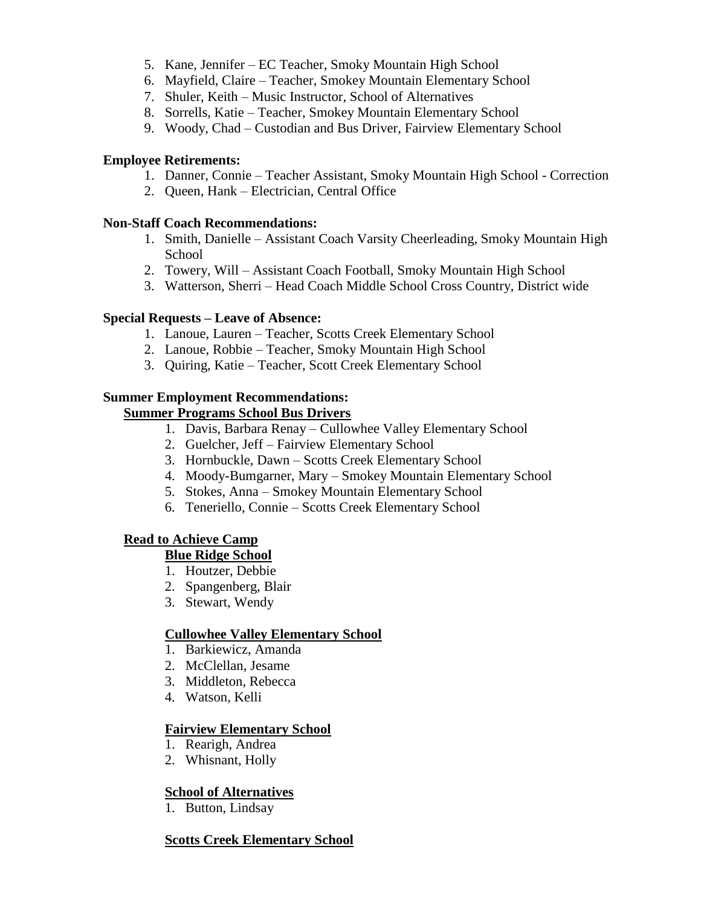5. Kane, Jennifer – EC Teacher, Smoky Mountain High School
6. Mayfield, Claire – Teacher, Smokey Mountain Elementary School
7. Shuler, Keith – Music Instructor, School of Alternatives
8. Sorrells, Katie – Teacher, Smokey Mountain Elementary School
9. Woody, Chad – Custodian and Bus Driver, Fairview Elementary School

**Employee Retirements:**

1. Danner, Connie – Teacher Assistant, Smoky Mountain High School - Correction
2. Queen, Hank – Electrician, Central Office

**Non-Staff Coach Recommendations:**

1. Smith, Danielle – Assistant Coach Varsity Cheerleading, Smoky Mountain High School
2. Towery, Will – Assistant Coach Football, Smoky Mountain High School
3. Watterson, Sherri – Head Coach Middle School Cross Country, District wide

**Special Requests – Leave of Absence:**

1. Lanoue, Lauren – Teacher, Scotts Creek Elementary School
2. Lanoue, Robbie – Teacher, Smoky Mountain High School
3. Quiring, Katie – Teacher, Scott Creek Elementary School

**Summer Employment Recommendations:**

**Summer Programs School Bus Drivers**

1. Davis, Barbara Renay – Cullowhee Valley Elementary School
2. Guelcher, Jeff – Fairview Elementary School
3. Hornbuckle, Dawn – Scotts Creek Elementary School
4. Moody-Bumgarner, Mary – Smokey Mountain Elementary School
5. Stokes, Anna – Smokey Mountain Elementary School
6. Teneriello, Connie – Scotts Creek Elementary School

**Read to Achieve Camp**

**Blue Ridge School**

1. Houtzer, Debbie
2. Spangenberg, Blair
3. Stewart, Wendy

**Cullowhee Valley Elementary School**

1. Barkiewicz, Amanda
2. McClellan, Jesame
3. Middleton, Rebecca
4. Watson, Kelli

**Fairview Elementary School**

1. Rearigh, Andrea
2. Whisnant, Holly

**School of Alternatives**

1. Button, Lindsay

**Scotts Creek Elementary School**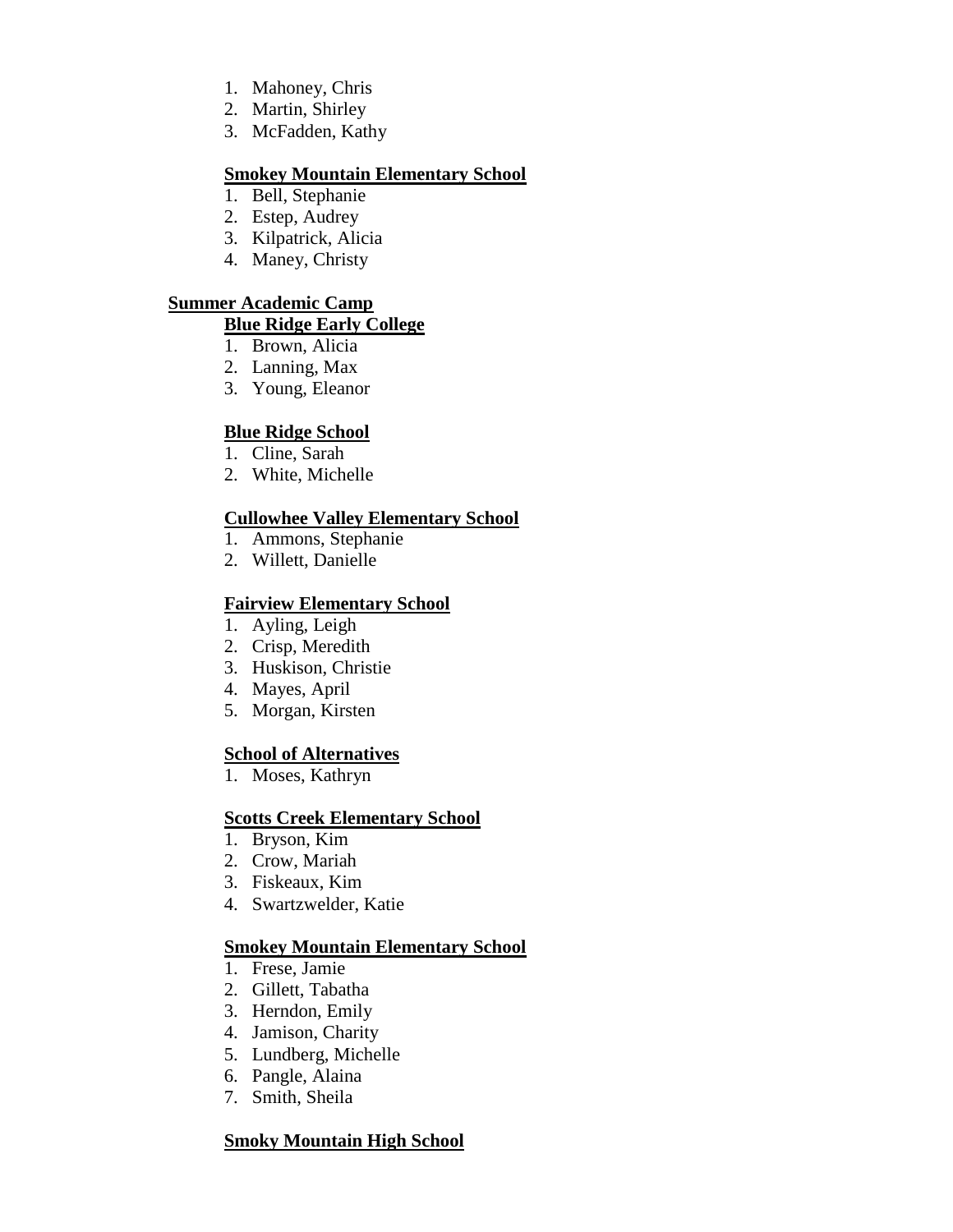1. Mahoney, Chris
2. Martin, Shirley
3. McFadden, Kathy

**Smokey Mountain Elementary School**

1. Bell, Stephanie
2. Estep, Audrey
3. Kilpatrick, Alicia
4. Maney, Christy

**Summer Academic Camp**

**Blue Ridge Early College**

1. Brown, Alicia
2. Lanning, Max
3. Young, Eleanor

**Blue Ridge School**

1. Cline, Sarah
2. White, Michelle

**Cullowhee Valley Elementary School**

1. Ammons, Stephanie
2. Willett, Danielle

**Fairview Elementary School**

1. Ayling, Leigh
2. Crisp, Meredith
3. Huskison, Christie
4. Mayes, April
5. Morgan, Kirsten

**School of Alternatives**

1. Moses, Kathryn

**Scotts Creek Elementary School**

1. Bryson, Kim
2. Crow, Mariah
3. Fiskeaux, Kim
4. Swartzwelder, Katie

**Smokey Mountain Elementary School**

1. Frese, Jamie
2. Gillett, Tabatha
3. Herndon, Emily
4. Jamison, Charity
5. Lundberg, Michelle
6. Pangle, Alaina
7. Smith, Sheila

**Smoky Mountain High School**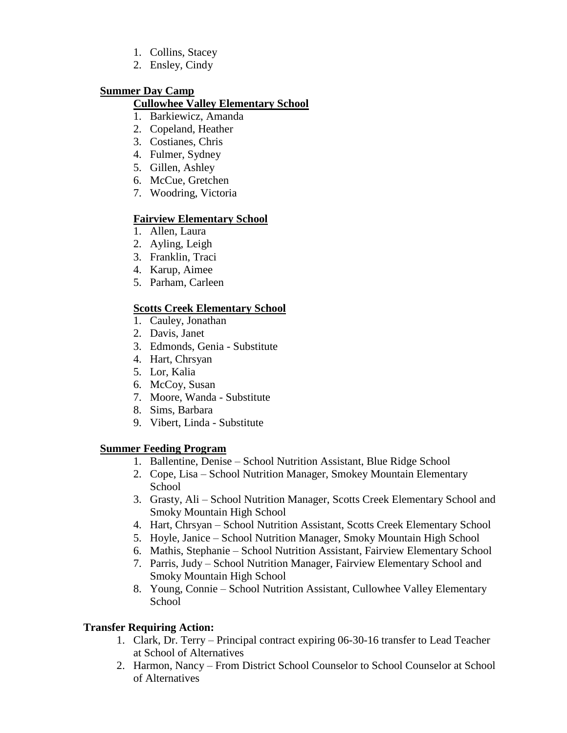1. Collins, Stacey
2. Ensley, Cindy

**Summer Day Camp**

**Cullowhee Valley Elementary School**

1. Barkiewicz, Amanda
2. Copeland, Heather
3. Costianes, Chris
4. Fulmer, Sydney
5. Gillen, Ashley
6. McCue, Gretchen
7. Woodring, Victoria

**Fairview Elementary School**

1. Allen, Laura
2. Ayling, Leigh
3. Franklin, Traci
4. Karup, Aimee
5. Parham, Carleen

**Scotts Creek Elementary School**

1. Cauley, Jonathan
2. Davis, Janet
3. Edmonds, Genia - Substitute
4. Hart, Chrsyan
5. Lor, Kalia
6. McCoy, Susan
7. Moore, Wanda - Substitute
8. Sims, Barbara
9. Vibert, Linda - Substitute

**Summer Feeding Program**

1. Ballentine, Denise – School Nutrition Assistant, Blue Ridge School
2. Cope, Lisa – School Nutrition Manager, Smokey Mountain Elementary School
3. Grasty, Ali – School Nutrition Manager, Scotts Creek Elementary School and Smoky Mountain High School
4. Hart, Chrsyan – School Nutrition Assistant, Scotts Creek Elementary School
5. Hoyle, Janice – School Nutrition Manager, Smoky Mountain High School
6. Mathis, Stephanie – School Nutrition Assistant, Fairview Elementary School
7. Parris, Judy – School Nutrition Manager, Fairview Elementary School and Smoky Mountain High School
8. Young, Connie – School Nutrition Assistant, Cullowhee Valley Elementary School

**Transfer Requiring Action:**

1. Clark, Dr. Terry – Principal contract expiring 06-30-16 transfer to Lead Teacher at School of Alternatives
2. Harmon, Nancy – From District School Counselor to School Counselor at School of Alternatives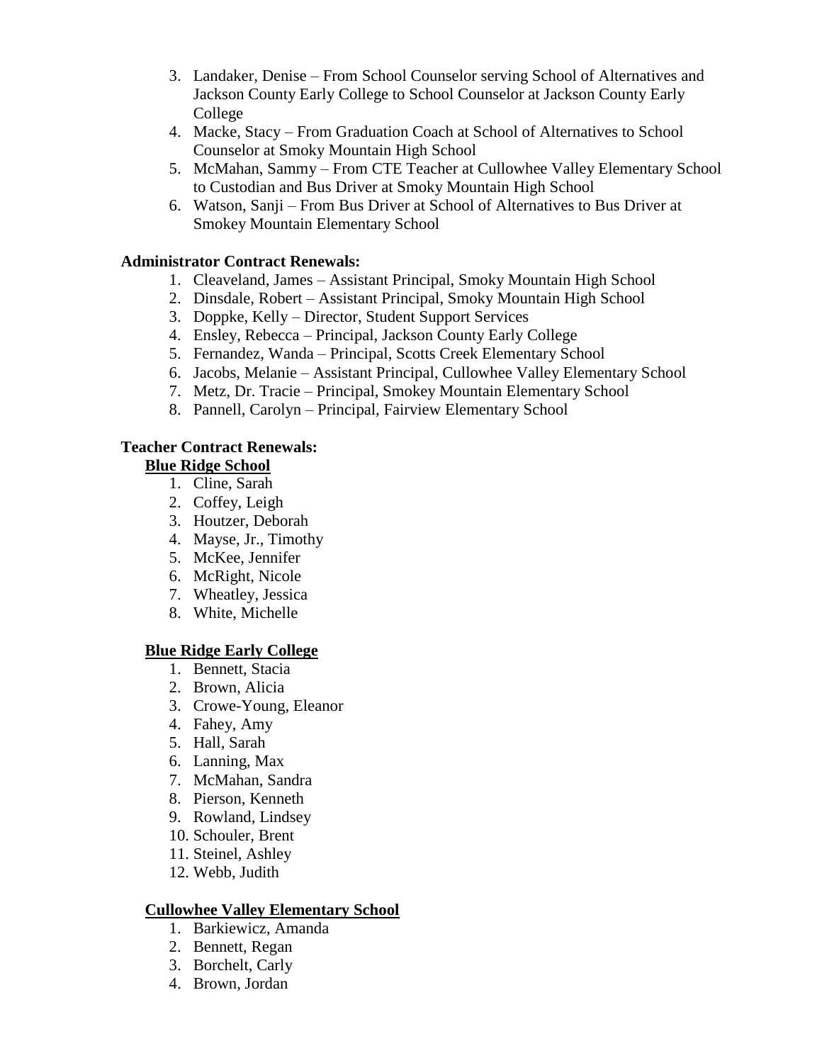3. Landaker, Denise – From School Counselor serving School of Alternatives and Jackson County Early College to School Counselor at Jackson County Early College
4. Macke, Stacy – From Graduation Coach at School of Alternatives to School Counselor at Smoky Mountain High School
5. McMahan, Sammy – From CTE Teacher at Cullowhee Valley Elementary School to Custodian and Bus Driver at Smoky Mountain High School
6. Watson, Sanji – From Bus Driver at School of Alternatives to Bus Driver at Smokey Mountain Elementary School

**Administrator Contract Renewals:**

1. Cleaveland, James – Assistant Principal, Smoky Mountain High School
2. Dinsdale, Robert – Assistant Principal, Smoky Mountain High School
3. Doppke, Kelly – Director, Student Support Services
4. Ensley, Rebecca – Principal, Jackson County Early College
5. Fernandez, Wanda – Principal, Scotts Creek Elementary School
6. Jacobs, Melanie – Assistant Principal, Cullowhee Valley Elementary School
7. Metz, Dr. Tracie – Principal, Smokey Mountain Elementary School
8. Pannell, Carolyn – Principal, Fairview Elementary School

**Teacher Contract Renewals:**

**Blue Ridge School**

1. Cline, Sarah
2. Coffey, Leigh
3. Houtzer, Deborah
4. Mayse, Jr., Timothy
5. McKee, Jennifer
6. McRight, Nicole
7. Wheatley, Jessica
8. White, Michelle

**Blue Ridge Early College**

1. Bennett, Stacia
2. Brown, Alicia
3. Crowe-Young, Eleanor
4. Fahey, Amy
5. Hall, Sarah
6. Lanning, Max
7. McMahan, Sandra
8. Pierson, Kenneth
9. Rowland, Lindsey
10. Schouler, Brent
11. Steinel, Ashley
12. Webb, Judith

**Cullowhee Valley Elementary School**

1. Barkiewicz, Amanda
2. Bennett, Regan
3. Borchelt, Carly
4. Brown, Jordan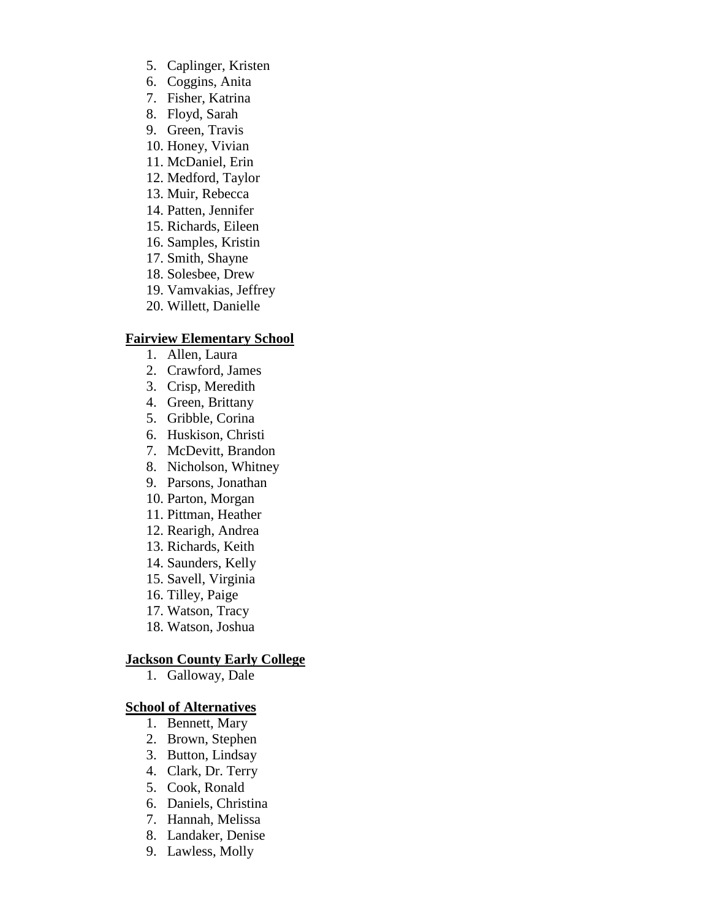5. Caplinger, Kristen
6. Coggins, Anita
7. Fisher, Katrina
8. Floyd, Sarah
9. Green, Travis
10. Honey, Vivian
11. McDaniel, Erin
12. Medford, Taylor
13. Muir, Rebecca
14. Patten, Jennifer
15. Richards, Eileen
16. Samples, Kristin
17. Smith, Shayne
18. Solesbee, Drew
19. Vamvakias, Jeffrey
20. Willett, Danielle

**Fairview Elementary School**

1. Allen, Laura
2. Crawford, James
3. Crisp, Meredith
4. Green, Brittany
5. Gribble, Corina
6. Huskison, Christi
7. McDevitt, Brandon
8. Nicholson, Whitney
9. Parsons, Jonathan
10. Parton, Morgan
11. Pittman, Heather
12. Rearigh, Andrea
13. Richards, Keith
14. Saunders, Kelly
15. Savell, Virginia
16. Tilley, Paige
17. Watson, Tracy
18. Watson, Joshua

**Jackson County Early College**

1. Galloway, Dale

**School of Alternatives**

1. Bennett, Mary
2. Brown, Stephen
3. Button, Lindsay
4. Clark, Dr. Terry
5. Cook, Ronald
6. Daniels, Christina
7. Hannah, Melissa
8. Landaker, Denise
9. Lawless, Molly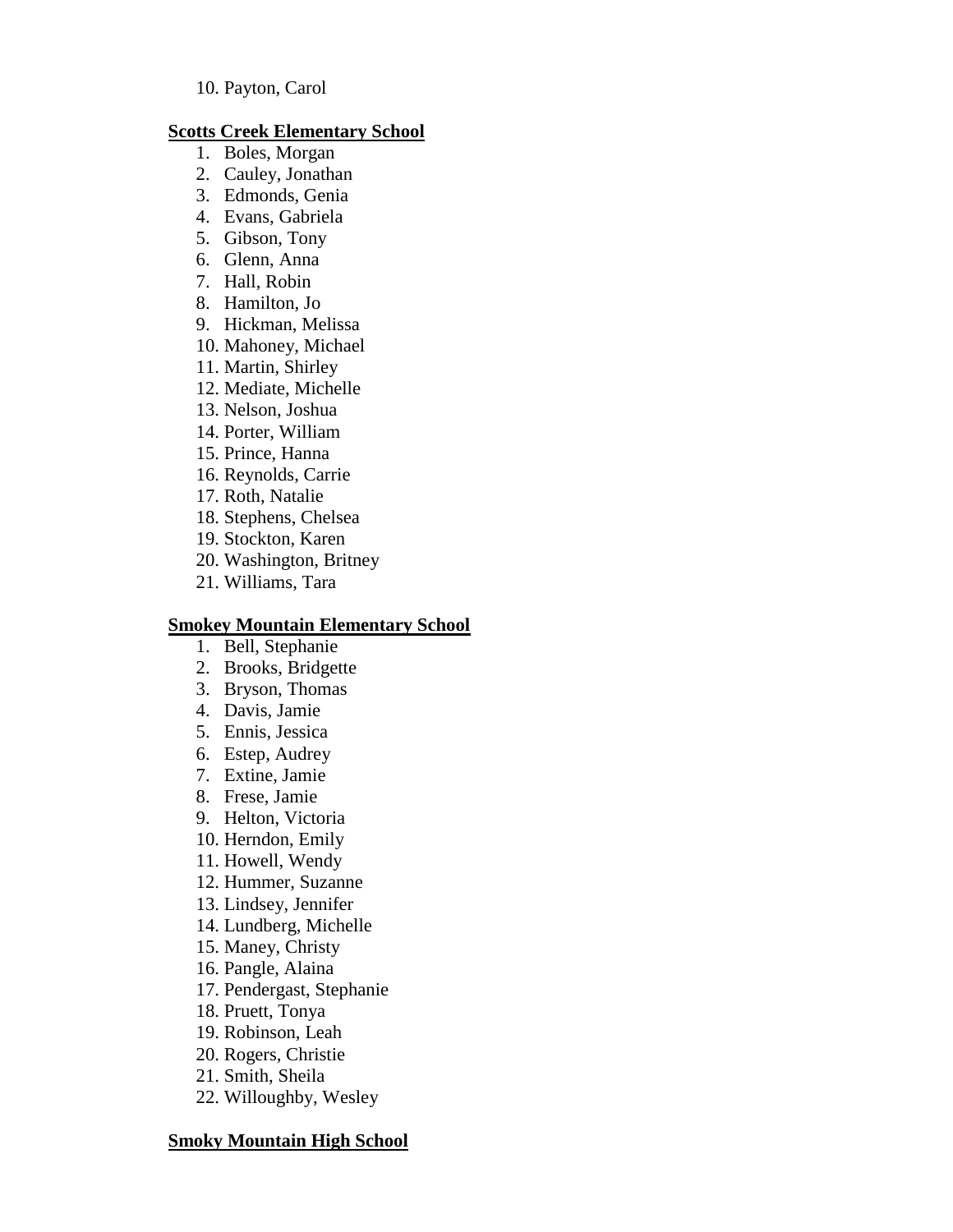10. Payton, Carol

**Scotts Creek Elementary School**

1. Boles, Morgan
2. Cauley, Jonathan
3. Edmonds, Genia
4. Evans, Gabriela
5. Gibson, Tony
6. Glenn, Anna
7. Hall, Robin
8. Hamilton, Jo
9. Hickman, Melissa
10. Mahoney, Michael
11. Martin, Shirley
12. Mediate, Michelle
13. Nelson, Joshua
14. Porter, William
15. Prince, Hanna
16. Reynolds, Carrie
17. Roth, Natalie
18. Stephens, Chelsea
19. Stockton, Karen
20. Washington, Britney
21. Williams, Tara

**Smokey Mountain Elementary School**

1. Bell, Stephanie
2. Brooks, Bridgette
3. Bryson, Thomas
4. Davis, Jamie
5. Ennis, Jessica
6. Estep, Audrey
7. Extine, Jamie
8. Frese, Jamie
9. Helton, Victoria
10. Herndon, Emily
11. Howell, Wendy
12. Hummer, Suzanne
13. Lindsey, Jennifer
14. Lundberg, Michelle
15. Maney, Christy
16. Pangle, Alaina
17. Pendergast, Stephanie
18. Pruett, Tonya
19. Robinson, Leah
20. Rogers, Christie
21. Smith, Sheila
22. Willoughby, Wesley

**Smoky Mountain High School**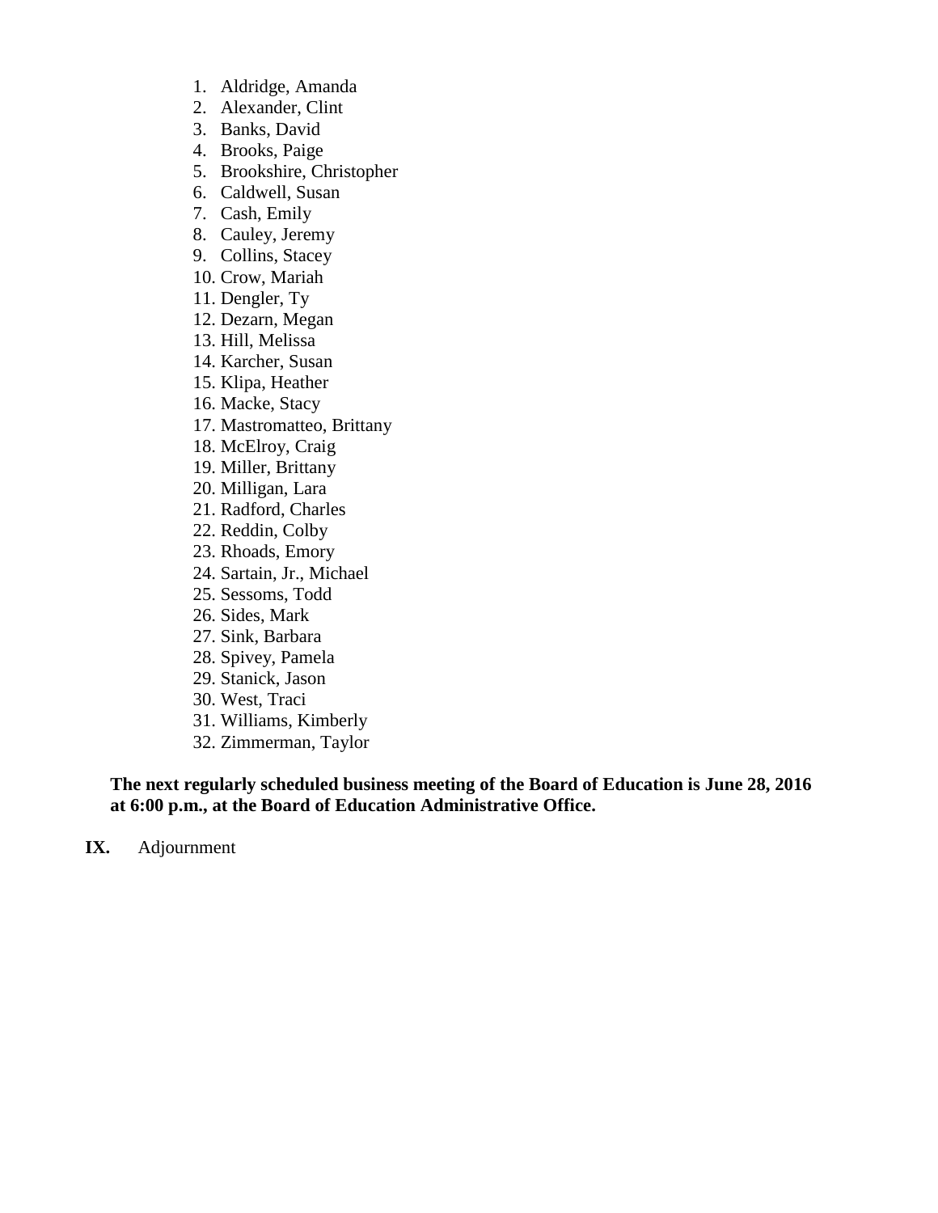1. Aldridge, Amanda
2. Alexander, Clint
3. Banks, David
4. Brooks, Paige
5. Brookshire, Christopher
6. Caldwell, Susan
7. Cash, Emily
8. Cauley, Jeremy
9. Collins, Stacey
10. Crow, Mariah
11. Dengler, Ty
12. Dezarn, Megan
13. Hill, Melissa
14. Karcher, Susan
15. Klipa, Heather
16. Macke, Stacy
17. Mastromatteo, Brittany
18. McElroy, Craig
19. Miller, Brittany
20. Milligan, Lara
21. Radford, Charles
22. Reddin, Colby
23. Rhoads, Emory
24. Sartain, Jr., Michael
25. Sessoms, Todd
26. Sides, Mark
27. Sink, Barbara
28. Spivey, Pamela
29. Stanick, Jason
30. West, Traci
31. Williams, Kimberly
32. Zimmerman, Taylor

**The next regularly scheduled business meeting of the Board of Education is June 28, 2016 at 6:00 p.m., at the Board of Education Administrative Office.**

**IX.** Adjournment